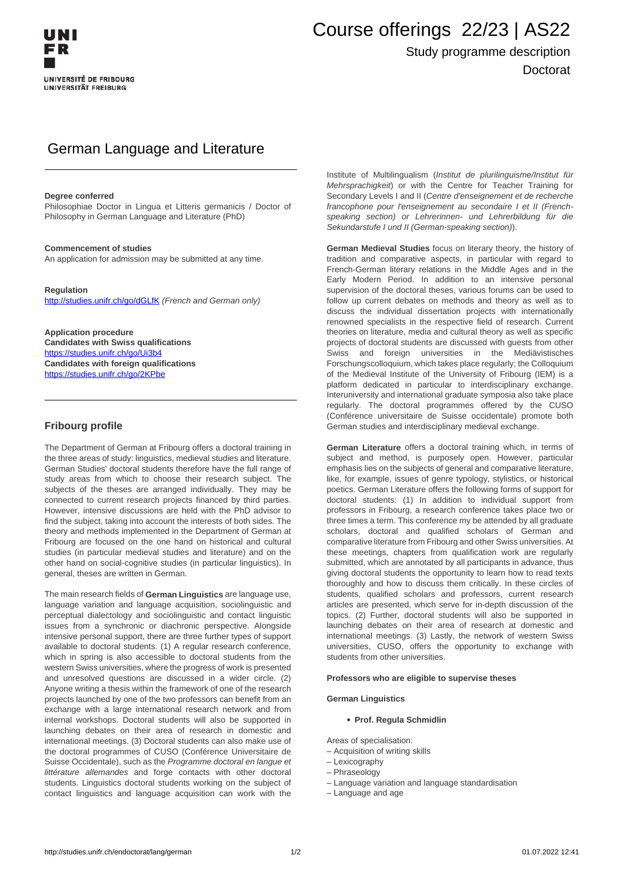# Course offerings 22/23 | AS22

## Study programme description

Doctorat

# German Language and Literature

**Degree conferred**
Philosophiae Doctor in Lingua et Litteris germanicis / Doctor of Philosophy in German Language and Literature (PhD)

**Commencement of studies**
An application for admission may be submitted at any time.

**Regulation**
http://studies.unifr.ch/go/dGLfK *(French and German only)*

**Application procedure**
**Candidates with Swiss qualifications**
https://studies.unifr.ch/go/Ui3b4
**Candidates with foreign qualifications**
https://studies.unifr.ch/go/2KPbe

### Fribourg profile

The Department of German at Fribourg offers a doctoral training in the three areas of study: linguistics, medieval studies and literature. German Studies' doctoral students therefore have the full range of study areas from which to choose their research subject. The subjects of the theses are arranged individually. They may be connected to current research projects financed by third parties. However, intensive discussions are held with the PhD advisor to find the subject, taking into account the interests of both sides. The theory and methods implemented in the Department of German at Fribourg are focused on the one hand on historical and cultural studies (in particular medieval studies and literature) and on the other hand on social-cognitive studies (in particular linguistics). In general, theses are written in German.

The main research fields of **German Linguistics** are language use, language variation and language acquisition, sociolinguistic and perceptual dialectology and sociolinguistic and contact linguistic issues from a synchronic or diachronic perspective. Alongside intensive personal support, there are three further types of support available to doctoral students. (1) A regular research conference, which in spring is also accessible to doctoral students from the western Swiss universities, where the progress of work is presented and unresolved questions are discussed in a wider circle. (2) Anyone writing a thesis within the framework of one of the research projects launched by one of the two professors can benefit from an exchange with a large international research network and from internal workshops. Doctoral students will also be supported in launching debates on their area of research in domestic and international meetings. (3) Doctoral students can also make use of the doctoral programmes of CUSO (Conférence Universitaire de Suisse Occidentale), such as the *Programme doctoral en langue et littérature allemandes* and forge contacts with other doctoral students. Linguistics doctoral students working on the subject of contact linguistics and language acquisition can work with the Institute of Multilingualism (*Institut de plurilinguisme/Institut für Mehrsprachigkeit*) or with the Centre for Teacher Training for Secondary Levels I and II (*Centre d'enseignement et de recherche francophone pour l'enseignement au secondaire I et II (French-speaking section) or Lehrerinnen- und Lehrerbildung für die Sekundarstufe I und II (German-speaking section)*).

**German Medieval Studies** focus on literary theory, the history of tradition and comparative aspects, in particular with regard to French-German literary relations in the Middle Ages and in the Early Modern Period. In addition to an intensive personal supervision of the doctoral theses, various forums can be used to follow up current debates on methods and theory as well as to discuss the individual dissertation projects with internationally renowned specialists in the respective field of research. Current theories on literature, media and cultural theory as well as specific projects of doctoral students are discussed with guests from other Swiss and foreign universities in the Mediävistisches Forschungscolloquium, which takes place regularly; the Colloquium of the Medieval Institute of the University of Fribourg (IEM) is a platform dedicated in particular to interdisciplinary exchange. Interuniversity and international graduate symposia also take place regularly. The doctoral programmes offered by the CUSO (Conférence universitaire de Suisse occidentale) promote both German studies and interdisciplinary medieval exchange.

**German Literature** offers a doctoral training which, in terms of subject and method, is purposely open. However, particular emphasis lies on the subjects of general and comparative literature, like, for example, issues of genre typology, stylistics, or historical poetics. German Literature offers the following forms of support for doctoral students: (1) In addition to individual support from professors in Fribourg, a research conference takes place two or three times a term. This conference my be attended by all graduate scholars, doctoral and qualified scholars of German and comparative literature from Fribourg and other Swiss universities. At these meetings, chapters from qualification work are regularly submitted, which are annotated by all participants in advance, thus giving doctoral students the opportunity to learn how to read texts thoroughly and how to discuss them critically. In these circles of students, qualified scholars and professors, current research articles are presented, which serve for in-depth discussion of the topics. (2) Further, doctoral students will also be supported in launching debates on their area of research at domestic and international meetings. (3) Lastly, the network of western Swiss universities, CUSO, offers the opportunity to exchange with students from other universities.

**Professors who are eligible to supervise theses**

**German Linguistics**

- **Prof. Regula Schmidlin**

Areas of specialisation:
– Acquisition of writing skills
– Lexicography
– Phraseology
– Language variation and language standardisation
– Language and age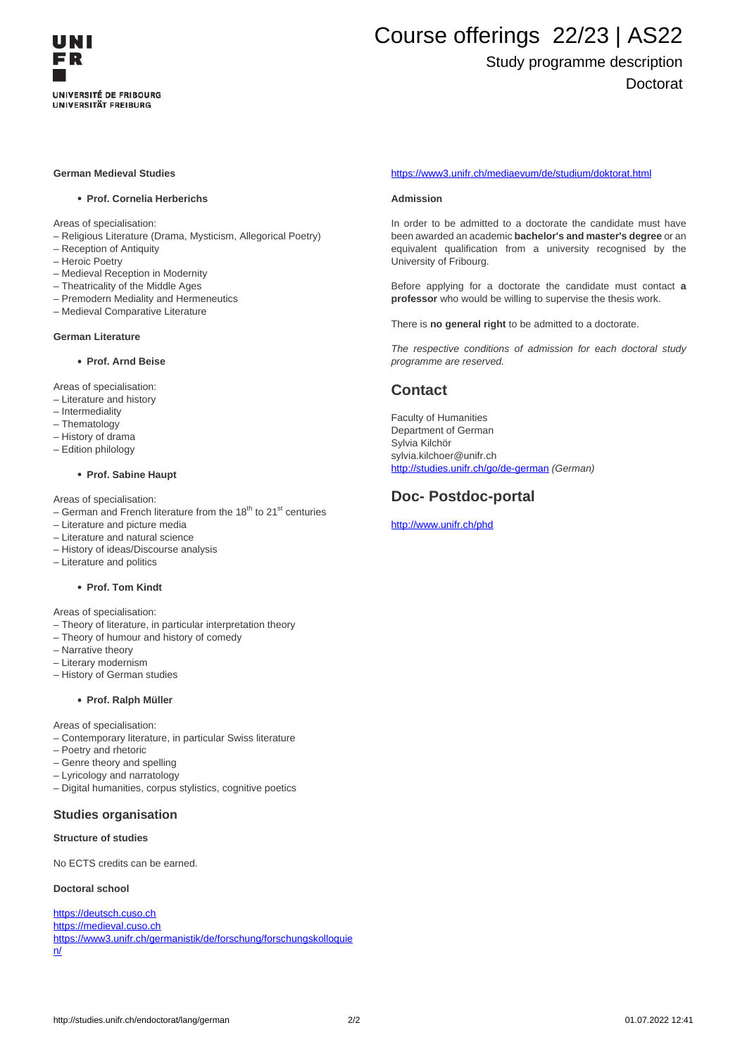### German Medieval Studies

- **Prof. Cornelia Herberichs**

Areas of specialisation:
– Religious Literature (Drama, Mysticism, Allegorical Poetry)
– Reception of Antiquity
– Heroic Poetry
– Medieval Reception in Modernity
– Theatricality of the Middle Ages
– Premodern Mediality and Hermeneutics
– Medieval Comparative Literature

### German Literature

- **Prof. Arnd Beise**

Areas of specialisation:
– Literature and history
– Intermediality
– Thematology
– History of drama
– Edition philology

- **Prof. Sabine Haupt**

Areas of specialisation:
– German and French literature from the 18th to 21st centuries
– Literature and picture media
– Literature and natural science
– History of ideas/Discourse analysis
– Literature and politics

- **Prof. Tom Kindt**

Areas of specialisation:
– Theory of literature, in particular interpretation theory
– Theory of humour and history of comedy
– Narrative theory
– Literary modernism
– History of German studies

- **Prof. Ralph Müller**

Areas of specialisation:
– Contemporary literature, in particular Swiss literature
– Poetry and rhetoric
– Genre theory and spelling
– Lyricology and narratology
– Digital humanities, corpus stylistics, cognitive poetics

## Studies organisation

### Structure of studies

No ECTS credits can be earned.

### Doctoral school

https://deutsch.cuso.ch
https://medieval.cuso.ch
https://www3.unifr.ch/germanistik/de/forschung/forschungskolloquien/

https://www3.unifr.ch/mediaevum/de/studium/doktorat.html

### Admission

In order to be admitted to a doctorate the candidate must have been awarded an academic **bachelor's and master's degree** or an equivalent qualification from a university recognised by the University of Fribourg.

Before applying for a doctorate the candidate must contact **a professor** who would be willing to supervise the thesis work.

There is **no general right** to be admitted to a doctorate.

*The respective conditions of admission for each doctoral study programme are reserved.*

## Contact

Faculty of Humanities
Department of German
Sylvia Kilchör
sylvia.kilchoer@unifr.ch
http://studies.unifr.ch/go/de-german *(German)*

## Doc- Postdoc-portal

http://www.unifr.ch/phd